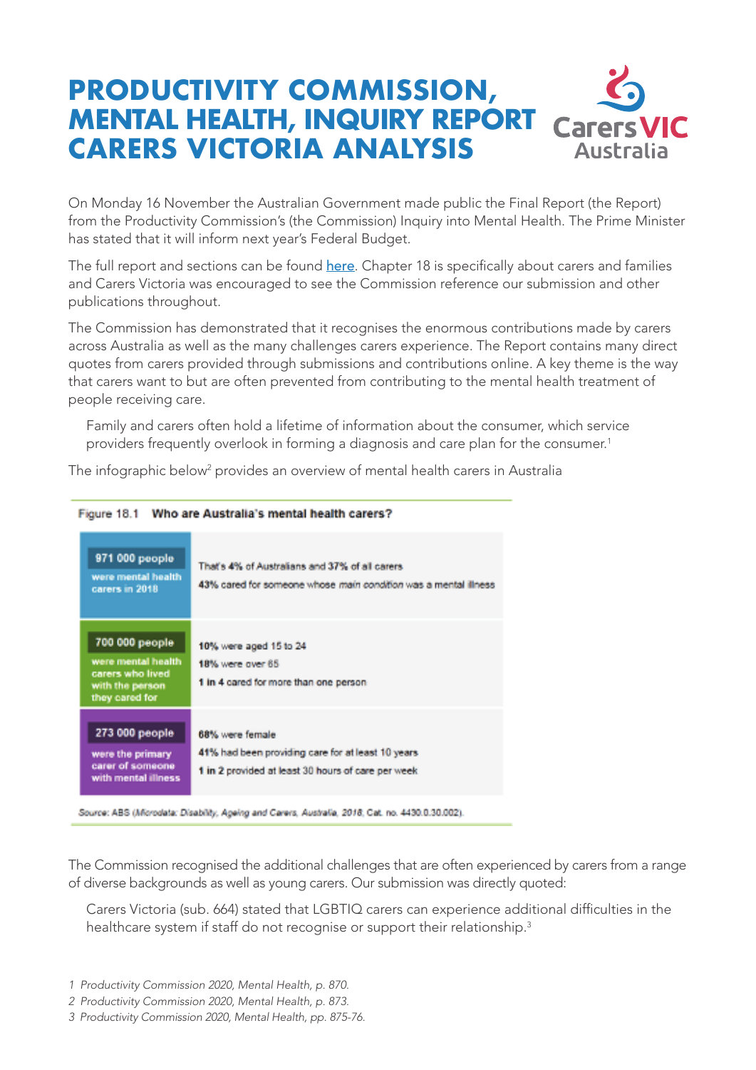# PRODUCTIVITY COMMISSION, MENTAL HEALTH, INQUIRY REPORT CARERS VICTORIA ANALYSIS

Carers VIC Australia

On Monday 16 November the Australian Government made public the Final Report (the Report) from the Productivity Commission's (the Commission) Inquiry into Mental Health. The Prime Minister has stated that it will inform next year's Federal Budget.

The full report and sections can be found here. Chapter 18 is specifically about carers and families and Carers Victoria was encouraged to see the Commission reference our submission and other publications throughout.

The Commission has demonstrated that it recognises the enormous contributions made by carers across Australia as well as the many challenges carers experience. The Report contains many direct quotes from carers provided through submissions and contributions online. A key theme is the way that carers want to but are often prevented from contributing to the mental health treatment of people receiving care.

> Family and carers often hold a lifetime of information about the consumer, which service providers frequently overlook in forming a diagnosis and care plan for the consumer.[1]

The infographic below[2] provides an overview of mental health carers in Australia

**Figure 18.1 Who are Australia's mental health carers?**

| | |
|---|---|
| **971 000 people** were mental health carers in 2018 | That's **4%** of Australians and **37%** of all carers<br>**43%** cared for someone whose *main condition* was a mental illness |
| **700 000 people** were mental health carers who lived with the person they cared for | **10%** were aged 15 to 24<br>**18%** were over 65<br>**1 in 4** cared for more than one person |
| **273 000 people** were the primary carer of someone with mental illness | **68%** were female<br>**41%** had been providing care for at least 10 years<br>**1 in 2** provided at least 30 hours of care per week |

*Source*: ABS (*Microdata: Disability, Ageing and Carers, Australia, 2018*, Cat. no. 4430.0.30.002).

The Commission recognised the additional challenges that are often experienced by carers from a range of diverse backgrounds as well as young carers. Our submission was directly quoted:

> Carers Victoria (sub. 664) stated that LGBTIQ carers can experience additional difficulties in the healthcare system if staff do not recognise or support their relationship.[3]

1 *Productivity Commission 2020, Mental Health, p. 870.*

2 *Productivity Commission 2020, Mental Health, p. 873.*

3 *Productivity Commission 2020, Mental Health, pp. 875-76.*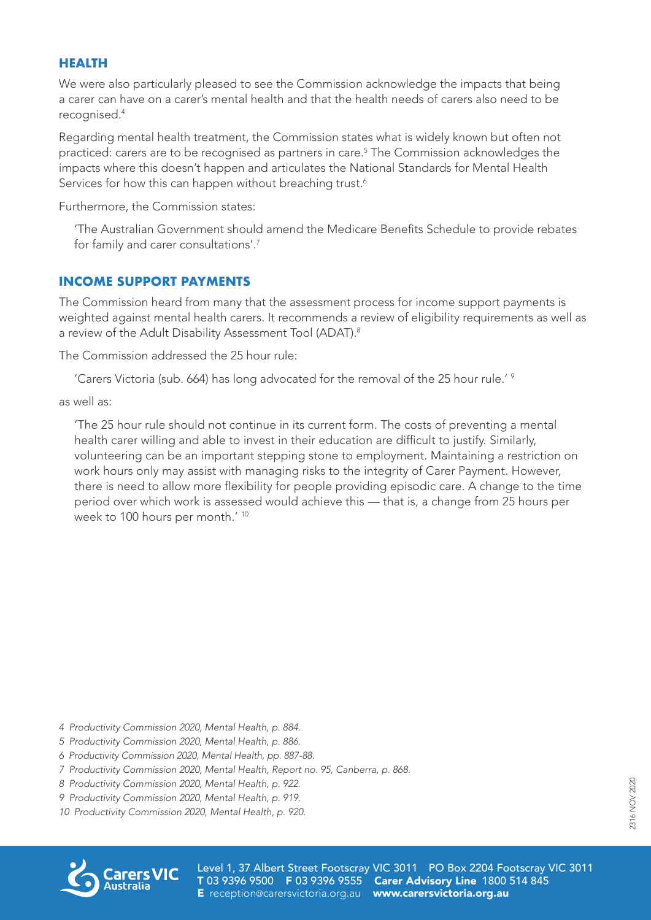## HEALTH

We were also particularly pleased to see the Commission acknowledge the impacts that being a carer can have on a carer's mental health and that the health needs of carers also need to be recognised.[4]

Regarding mental health treatment, the Commission states what is widely known but often not practiced: carers are to be recognised as partners in care.[5] The Commission acknowledges the impacts where this doesn't happen and articulates the National Standards for Mental Health Services for how this can happen without breaching trust.[6]

Furthermore, the Commission states:

> 'The Australian Government should amend the Medicare Benefits Schedule to provide rebates for family and carer consultations'.[7]

## INCOME SUPPORT PAYMENTS

The Commission heard from many that the assessment process for income support payments is weighted against mental health carers. It recommends a review of eligibility requirements as well as a review of the Adult Disability Assessment Tool (ADAT).[8]

The Commission addressed the 25 hour rule:

> 'Carers Victoria (sub. 664) has long advocated for the removal of the 25 hour rule.' [9]

as well as:

> 'The 25 hour rule should not continue in its current form. The costs of preventing a mental health carer willing and able to invest in their education are difficult to justify. Similarly, volunteering can be an important stepping stone to employment. Maintaining a restriction on work hours only may assist with managing risks to the integrity of Carer Payment. However, there is need to allow more flexibility for people providing episodic care. A change to the time period over which work is assessed would achieve this — that is, a change from 25 hours per week to 100 hours per month.' [10]

*4 Productivity Commission 2020, Mental Health, p. 884.*

*5 Productivity Commission 2020, Mental Health, p. 886.*

*6 Productivity Commission 2020, Mental Health, pp. 887-88.*

*7 Productivity Commission 2020, Mental Health, Report no. 95, Canberra, p. 868.*

*8 Productivity Commission 2020, Mental Health, p. 922.*

*9 Productivity Commission 2020, Mental Health, p. 919.*

*10 Productivity Commission 2020, Mental Health, p. 920.*

Carers VIC Australia

Level 1, 37 Albert Street Footscray VIC 3011 PO Box 2204 Footscray VIC 3011
**T** 03 9396 9500 **F** 03 9396 9555 **Carer Advisory Line** 1800 514 845
**E** reception@carersvictoria.org.au **www.carersvictoria.org.au**

2316 NOV 2020